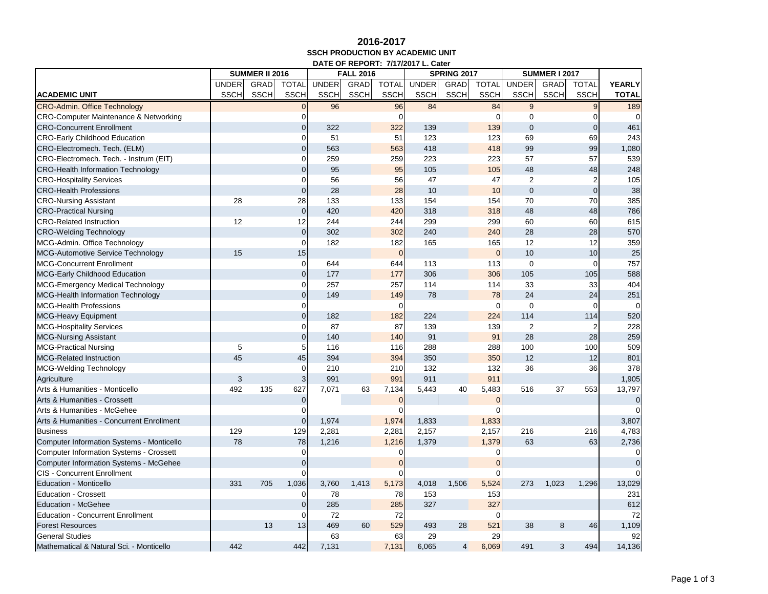# 2016-2017

**SSCH PRODUCTION BY ACADEMIC UNIT**

**DATE OF REPORT: 7/17/2017 L. Cater**

| | SUMMER II 2016 | | | FALL 2016 | | | SPRING 2017 | | | SUMMER I 2017 | | | |
|---|---|---|---|---|---|---|---|---|---|---|---|---|---|
| ACADEMIC UNIT | UNDER SSCH | GRAD SSCH | TOTAL SSCH | UNDER SSCH | GRAD SSCH | TOTAL SSCH | UNDER SSCH | GRAD SSCH | TOTAL SSCH | UNDER SSCH | GRAD SSCH | TOTAL SSCH | YEARLY TOTAL |
| CRO-Admin. Office Technology | | | 0 | 96 | | 96 | 84 | | 84 | 9 | | 9 | 189 |
| CRO-Computer Maintenance & Networking | | | 0 | | | 0 | | | 0 | 0 | | 0 | 0 |
| CRO-Concurrent Enrollment | | | 0 | 322 | | 322 | 139 | | 139 | 0 | | 0 | 461 |
| CRO-Early Childhood Education | | | 0 | 51 | | 51 | 123 | | 123 | 69 | | 69 | 243 |
| CRO-Electromech. Tech. (ELM) | | | 0 | 563 | | 563 | 418 | | 418 | 99 | | 99 | 1,080 |
| CRO-Electromech. Tech. - Instrum (EIT) | | | 0 | 259 | | 259 | 223 | | 223 | 57 | | 57 | 539 |
| CRO-Health Information Technology | | | 0 | 95 | | 95 | 105 | | 105 | 48 | | 48 | 248 |
| CRO-Hospitality Services | | | 0 | 56 | | 56 | 47 | | 47 | 2 | | 2 | 105 |
| CRO-Health Professions | | | 0 | 28 | | 28 | 10 | | 10 | 0 | | 0 | 38 |
| CRO-Nursing Assistant | 28 | | 28 | 133 | | 133 | 154 | | 154 | 70 | | 70 | 385 |
| CRO-Practical Nursing | | | 0 | 420 | | 420 | 318 | | 318 | 48 | | 48 | 786 |
| CRO-Related Instruction | 12 | | 12 | 244 | | 244 | 299 | | 299 | 60 | | 60 | 615 |
| CRO-Welding Technology | | | 0 | 302 | | 302 | 240 | | 240 | 28 | | 28 | 570 |
| MCG-Admin. Office Technology | | | 0 | 182 | | 182 | 165 | | 165 | 12 | | 12 | 359 |
| MCG-Automotive Service Technology | 15 | | 15 | | | 0 | | | 0 | 10 | | 10 | 25 |
| MCG-Concurrent Enrollment | | | 0 | 644 | | 644 | 113 | | 113 | 0 | | 0 | 757 |
| MCG-Early Childhood Education | | | 0 | 177 | | 177 | 306 | | 306 | 105 | | 105 | 588 |
| MCG-Emergency Medical Technology | | | 0 | 257 | | 257 | 114 | | 114 | 33 | | 33 | 404 |
| MCG-Health Information Technology | | | 0 | 149 | | 149 | 78 | | 78 | 24 | | 24 | 251 |
| MCG-Health Professions | | | 0 | | | 0 | | | 0 | 0 | | 0 | 0 |
| MCG-Heavy Equipment | | | 0 | 182 | | 182 | 224 | | 224 | 114 | | 114 | 520 |
| MCG-Hospitality Services | | | 0 | 87 | | 87 | 139 | | 139 | 2 | | 2 | 228 |
| MCG-Nursing Assistant | | | 0 | 140 | | 140 | 91 | | 91 | 28 | | 28 | 259 |
| MCG-Practical Nursing | 5 | | 5 | 116 | | 116 | 288 | | 288 | 100 | | 100 | 509 |
| MCG-Related Instruction | 45 | | 45 | 394 | | 394 | 350 | | 350 | 12 | | 12 | 801 |
| MCG-Welding Technology | | | 0 | 210 | | 210 | 132 | | 132 | 36 | | 36 | 378 |
| Agriculture | 3 | | 3 | 991 | | 991 | 911 | | 911 | | | | 1,905 |
| Arts & Humanities - Monticello | 492 | 135 | 627 | 7,071 | 63 | 7,134 | 5,443 | 40 | 5,483 | 516 | 37 | 553 | 13,797 |
| Arts & Humanities - Crossett | | | 0 | | | 0 | | | 0 | | | | 0 |
| Arts & Humanities - McGehee | | | 0 | | | 0 | | | 0 | | | | 0 |
| Arts & Humanities - Concurrent Enrollment | | | 0 | 1,974 | | 1,974 | 1,833 | | 1,833 | | | | 3,807 |
| Business | 129 | | 129 | 2,281 | | 2,281 | 2,157 | | 2,157 | 216 | | 216 | 4,783 |
| Computer Information Systems - Monticello | 78 | | 78 | 1,216 | | 1,216 | 1,379 | | 1,379 | 63 | | 63 | 2,736 |
| Computer Information Systems - Crossett | | | 0 | | | 0 | | | 0 | | | | 0 |
| Computer Information Systems - McGehee | | | 0 | | | 0 | | | 0 | | | | 0 |
| CIS - Concurrent Enrollment | | | 0 | | | 0 | | | 0 | | | | 0 |
| Education - Monticello | 331 | 705 | 1,036 | 3,760 | 1,413 | 5,173 | 4,018 | 1,506 | 5,524 | 273 | 1,023 | 1,296 | 13,029 |
| Education - Crossett | | | 0 | 78 | | 78 | 153 | | 153 | | | | 231 |
| Education - McGehee | | | 0 | 285 | | 285 | 327 | | 327 | | | | 612 |
| Education - Concurrent Enrollment | | | 0 | 72 | | 72 | | | 0 | | | | 72 |
| Forest Resources | | 13 | 13 | 469 | 60 | 529 | 493 | 28 | 521 | 38 | 8 | 46 | 1,109 |
| General Studies | | | | 63 | | 63 | 29 | | 29 | | | | 92 |
| Mathematical & Natural Sci. - Monticello | 442 | | 442 | 7,131 | | 7,131 | 6,065 | 4 | 6,069 | 491 | 3 | 494 | 14,136 |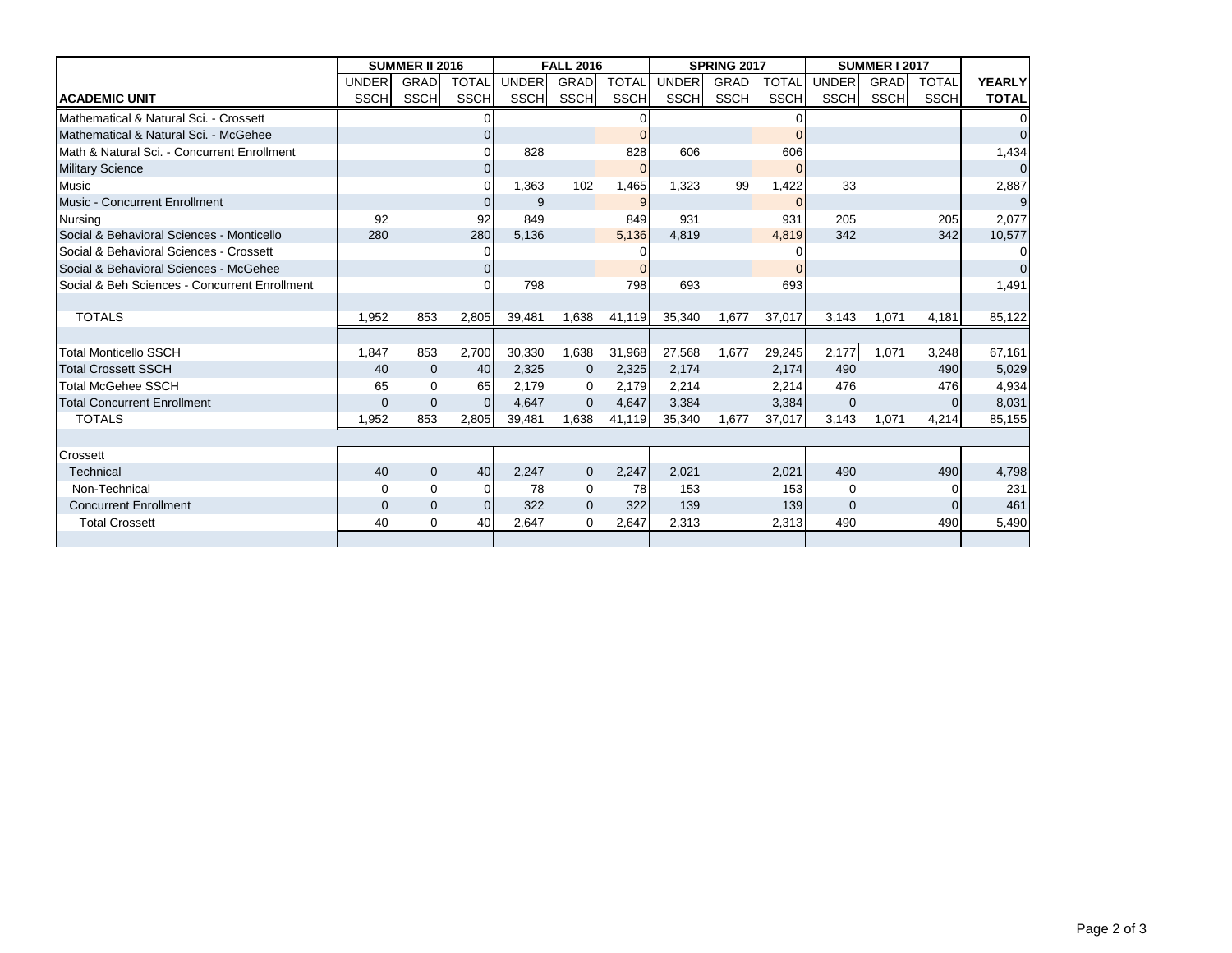| ACADEMIC UNIT | SUMMER II 2016 | | | FALL 2016 | | | SPRING 2017 | | | SUMMER I 2017 | | | YEARLY TOTAL |
|---|---|---|---|---|---|---|---|---|---|---|---|---|---|
| | UNDER SSCH | GRAD SSCH | TOTAL SSCH | UNDER SSCH | GRAD SSCH | TOTAL SSCH | UNDER SSCH | GRAD SSCH | TOTAL SSCH | UNDER SSCH | GRAD SSCH | TOTAL SSCH | |
| Mathematical & Natural Sci. - Crossett | | | 0 | | | 0 | | | 0 | | | | 0 |
| Mathematical & Natural Sci. - McGehee | | | 0 | | | 0 | | | 0 | | | | 0 |
| Math & Natural Sci. - Concurrent Enrollment | | | 0 | 828 | | 828 | 606 | | 606 | | | | 1,434 |
| Military Science | | | 0 | | | 0 | | | 0 | | | | 0 |
| Music | | | 0 | 1,363 | 102 | 1,465 | 1,323 | 99 | 1,422 | 33 | | | 2,887 |
| Music - Concurrent Enrollment | | | 0 | 9 | | 9 | | | 0 | | | | 9 |
| Nursing | 92 | | 92 | 849 | | 849 | 931 | | 931 | 205 | | 205 | 2,077 |
| Social & Behavioral Sciences - Monticello | 280 | | 280 | 5,136 | | 5,136 | 4,819 | | 4,819 | 342 | | 342 | 10,577 |
| Social & Behavioral Sciences - Crossett | | | 0 | | | 0 | | | 0 | | | | 0 |
| Social & Behavioral Sciences - McGehee | | | 0 | | | 0 | | | 0 | | | | 0 |
| Social & Beh Sciences - Concurrent Enrollment | | | 0 | 798 | | 798 | 693 | | 693 | | | | 1,491 |
| TOTALS | 1,952 | 853 | 2,805 | 39,481 | 1,638 | 41,119 | 35,340 | 1,677 | 37,017 | 3,143 | 1,071 | 4,181 | 85,122 |
| Total Monticello SSCH | 1,847 | 853 | 2,700 | 30,330 | 1,638 | 31,968 | 27,568 | 1,677 | 29,245 | 2,177 | 1,071 | 3,248 | 67,161 |
| Total Crossett SSCH | 40 | 0 | 40 | 2,325 | 0 | 2,325 | 2,174 | | 2,174 | 490 | | 490 | 5,029 |
| Total McGehee SSCH | 65 | 0 | 65 | 2,179 | 0 | 2,179 | 2,214 | | 2,214 | 476 | | 476 | 4,934 |
| Total Concurrent Enrollment | 0 | 0 | 0 | 4,647 | 0 | 4,647 | 3,384 | | 3,384 | 0 | | 0 | 8,031 |
| TOTALS | 1,952 | 853 | 2,805 | 39,481 | 1,638 | 41,119 | 35,340 | 1,677 | 37,017 | 3,143 | 1,071 | 4,214 | 85,155 |
| Crossett | | | | | | | | | | | | | |
| Technical | 40 | 0 | 40 | 2,247 | 0 | 2,247 | 2,021 | | 2,021 | 490 | | 490 | 4,798 |
| Non-Technical | 0 | 0 | 0 | 78 | 0 | 78 | 153 | | 153 | 0 | | 0 | 231 |
| Concurrent Enrollment | 0 | 0 | 0 | 322 | 0 | 322 | 139 | | 139 | 0 | | 0 | 461 |
| Total Crossett | 40 | 0 | 40 | 2,647 | 0 | 2,647 | 2,313 | | 2,313 | 490 | | 490 | 5,490 |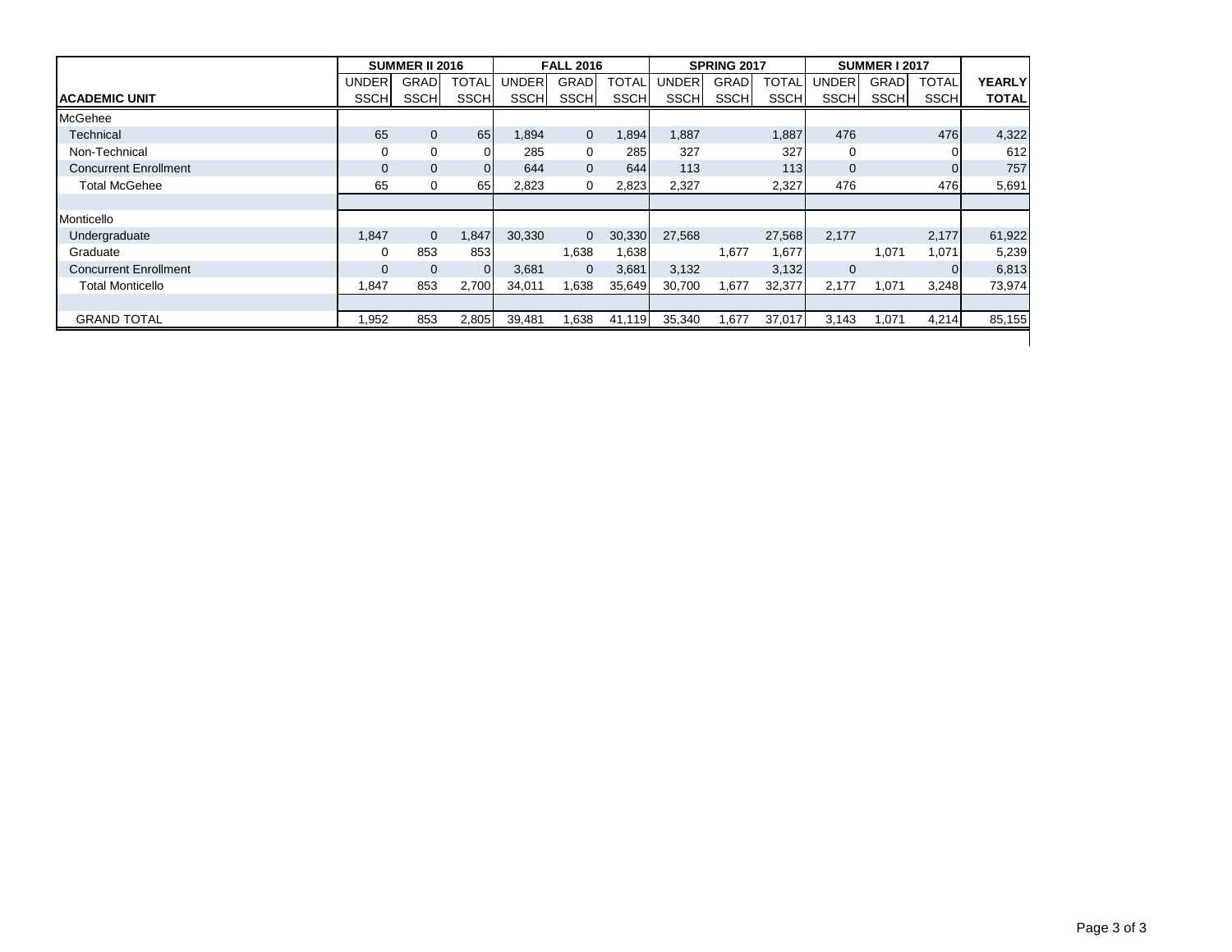| | SUMMER II 2016 | | | FALL 2016 | | | SPRING 2017 | | | SUMMER I 2017 | | | |
|---|---|---|---|---|---|---|---|---|---|---|---|---|---|
| | UNDER | GRAD | TOTAL | UNDER | GRAD | TOTAL | UNDER | GRAD | TOTAL | UNDER | GRAD | TOTAL | **YEARLY** |
| **ACADEMIC UNIT** | SSCH | SSCH | SSCH | SSCH | SSCH | SSCH | SSCH | SSCH | SSCH | SSCH | SSCH | SSCH | **TOTAL** |
| McGehee | | | | | | | | | | | | | |
| Technical | 65 | 0 | 65 | 1,894 | 0 | 1,894 | 1,887 | | 1,887 | 476 | | 476 | 4,322 |
| Non-Technical | 0 | 0 | 0 | 285 | 0 | 285 | 327 | | 327 | 0 | | 0 | 612 |
| Concurrent Enrollment | 0 | 0 | 0 | 644 | 0 | 644 | 113 | | 113 | 0 | | 0 | 757 |
| Total McGehee | 65 | 0 | 65 | 2,823 | 0 | 2,823 | 2,327 | | 2,327 | 476 | | 476 | 5,691 |
| | | | | | | | | | | | | | |
| Monticello | | | | | | | | | | | | | |
| Undergraduate | 1,847 | 0 | 1,847 | 30,330 | 0 | 30,330 | 27,568 | | 27,568 | 2,177 | | 2,177 | 61,922 |
| Graduate | 0 | 853 | 853 | | 1,638 | 1,638 | | 1,677 | 1,677 | | 1,071 | 1,071 | 5,239 |
| Concurrent Enrollment | 0 | 0 | 0 | 3,681 | 0 | 3,681 | 3,132 | | 3,132 | 0 | | 0 | 6,813 |
| Total Monticello | 1,847 | 853 | 2,700 | 34,011 | 1,638 | 35,649 | 30,700 | 1,677 | 32,377 | 2,177 | 1,071 | 3,248 | 73,974 |
| | | | | | | | | | | | | | |
| GRAND TOTAL | 1,952 | 853 | 2,805 | 39,481 | 1,638 | 41,119 | 35,340 | 1,677 | 37,017 | 3,143 | 1,071 | 4,214 | 85,155 |